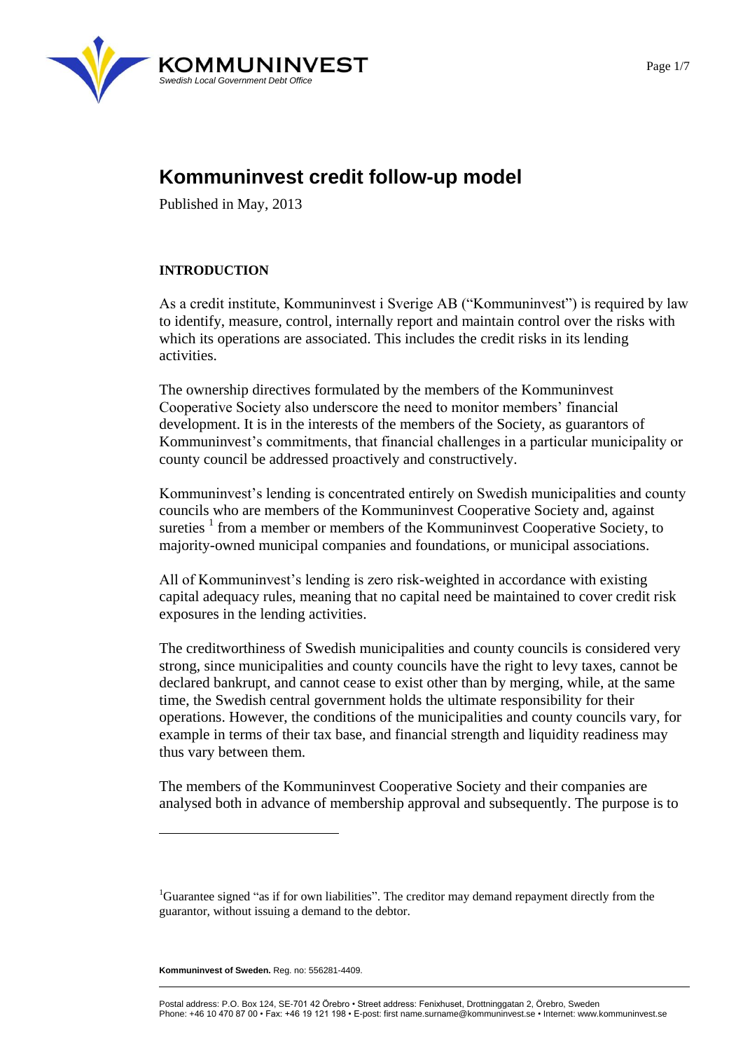# Kommuninvest credit follow-up model

Published in May, 2013

## INTRODUCTION

As a credit institute, Kommuninvest i Sverige AB ("Kommuninvest") is required by law to identify, measure, control, internally report and maintain control over the risks with which its operations are associated. This includes the credit risks in its lending activities.

The ownership directives formulated by the members of the Kommuninvest Cooperative Society also underscore the need to monitor members' financial development. It is in the interests of the members of the Society, as guarantors of Kommuninvest's commitments, that financial challenges in a particular municipality or county council be addressed proactively and constructively.

Kommuninvest's lending is concentrated entirely on Swedish municipalities and county councils who are members of the Kommuninvest Cooperative Society and, against sureties [1] from a member or members of the Kommuninvest Cooperative Society, to majority-owned municipal companies and foundations, or municipal associations.

All of Kommuninvest's lending is zero risk-weighted in accordance with existing capital adequacy rules, meaning that no capital need be maintained to cover credit risk exposures in the lending activities.

The creditworthiness of Swedish municipalities and county councils is considered very strong, since municipalities and county councils have the right to levy taxes, cannot be declared bankrupt, and cannot cease to exist other than by merging, while, at the same time, the Swedish central government holds the ultimate responsibility for their operations. However, the conditions of the municipalities and county councils vary, for example in terms of their tax base, and financial strength and liquidity readiness may thus vary between them.

The members of the Kommuninvest Cooperative Society and their companies are analysed both in advance of membership approval and subsequently. The purpose is to

[1] Guarantee signed "as if for own liabilities". The creditor may demand repayment directly from the guarantor, without issuing a demand to the debtor.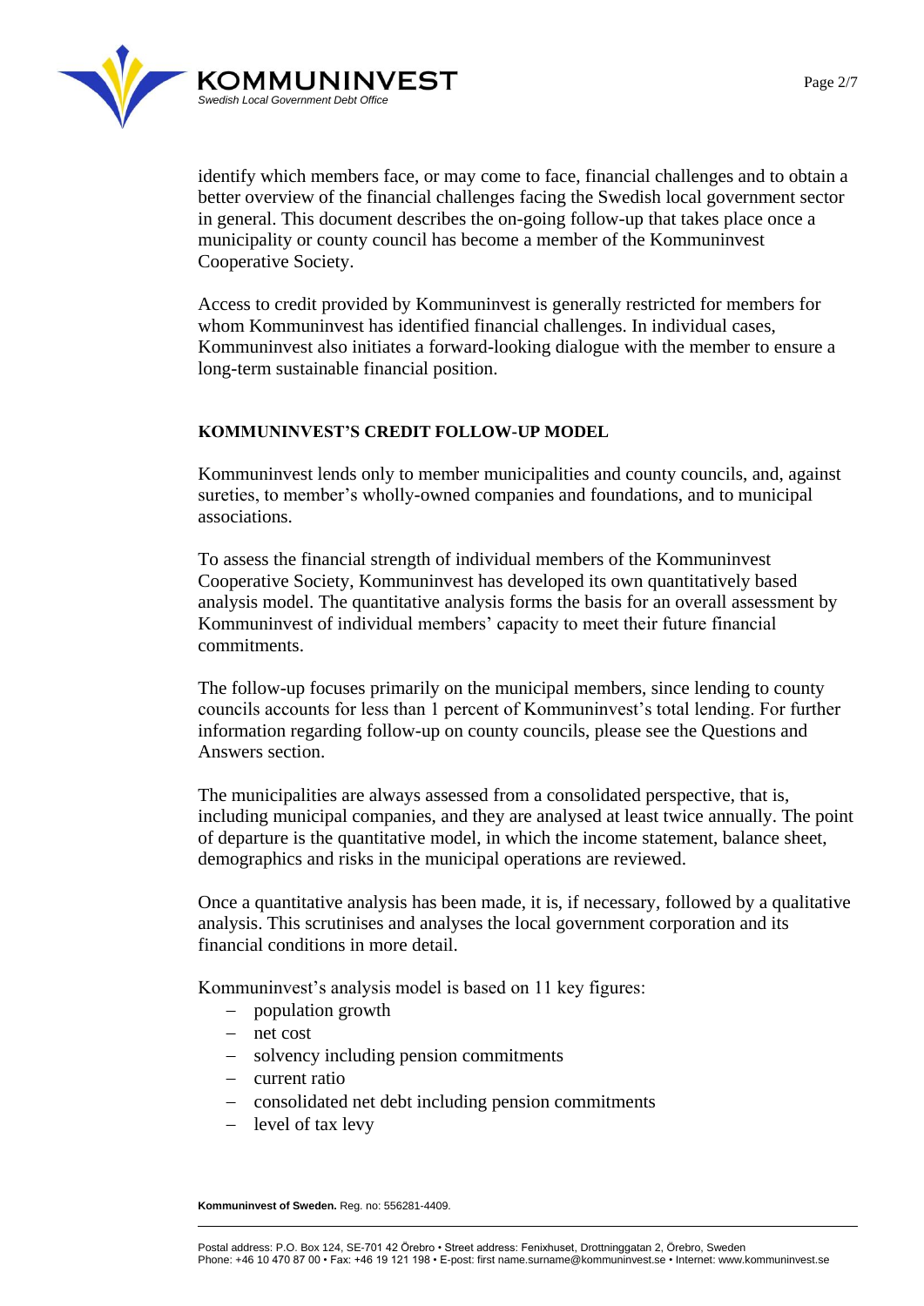identify which members face, or may come to face, financial challenges and to obtain a better overview of the financial challenges facing the Swedish local government sector in general. This document describes the on-going follow-up that takes place once a municipality or county council has become a member of the Kommuninvest Cooperative Society.

Access to credit provided by Kommuninvest is generally restricted for members for whom Kommuninvest has identified financial challenges. In individual cases, Kommuninvest also initiates a forward-looking dialogue with the member to ensure a long-term sustainable financial position.

## KOMMUNINVEST'S CREDIT FOLLOW-UP MODEL

Kommuninvest lends only to member municipalities and county councils, and, against sureties, to member's wholly-owned companies and foundations, and to municipal associations.

To assess the financial strength of individual members of the Kommuninvest Cooperative Society, Kommuninvest has developed its own quantitatively based analysis model. The quantitative analysis forms the basis for an overall assessment by Kommuninvest of individual members' capacity to meet their future financial commitments.

The follow-up focuses primarily on the municipal members, since lending to county councils accounts for less than 1 percent of Kommuninvest's total lending. For further information regarding follow-up on county councils, please see the Questions and Answers section.

The municipalities are always assessed from a consolidated perspective, that is, including municipal companies, and they are analysed at least twice annually. The point of departure is the quantitative model, in which the income statement, balance sheet, demographics and risks in the municipal operations are reviewed.

Once a quantitative analysis has been made, it is, if necessary, followed by a qualitative analysis. This scrutinises and analyses the local government corporation and its financial conditions in more detail.

Kommuninvest's analysis model is based on 11 key figures:

- population growth
- net cost
- solvency including pension commitments
- current ratio
- consolidated net debt including pension commitments
- level of tax levy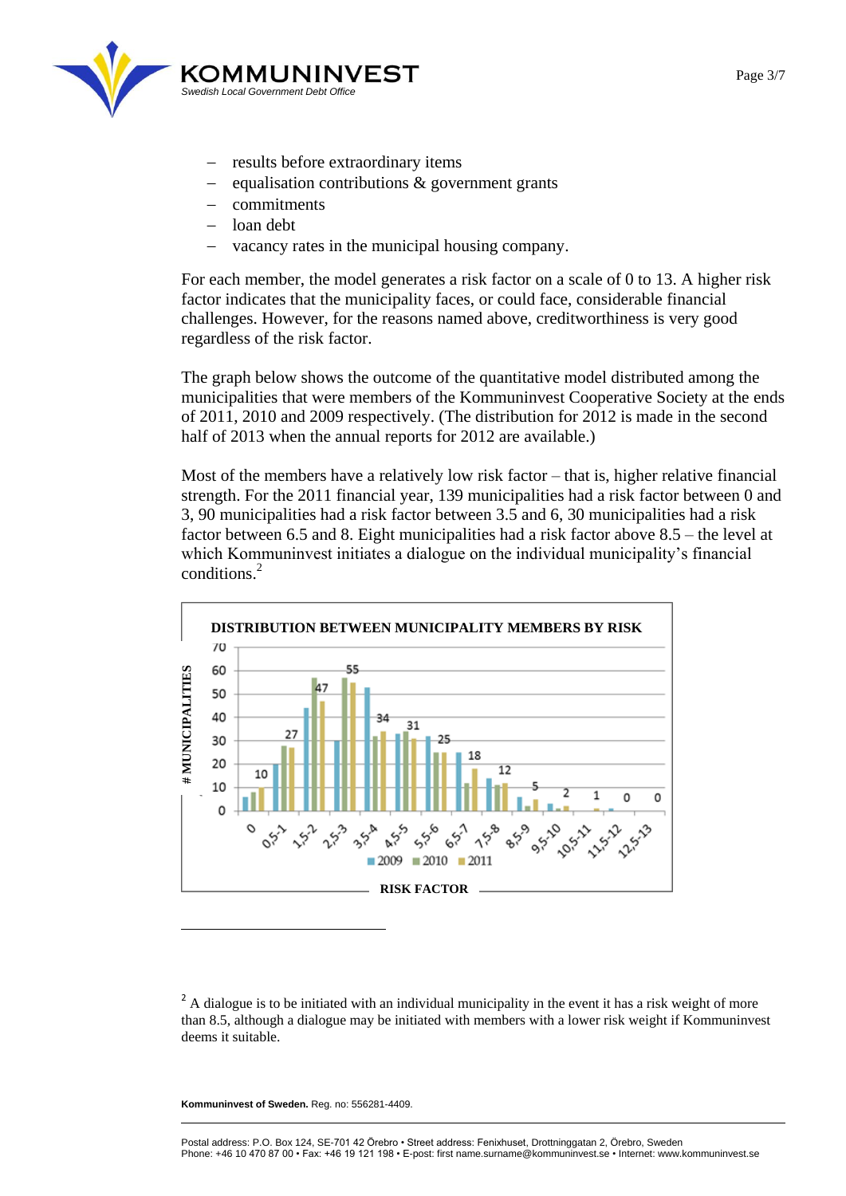- results before extraordinary items
- equalisation contributions & government grants
- commitments
- loan debt
- vacancy rates in the municipal housing company.

For each member, the model generates a risk factor on a scale of 0 to 13. A higher risk factor indicates that the municipality faces, or could face, considerable financial challenges. However, for the reasons named above, creditworthiness is very good regardless of the risk factor.

The graph below shows the outcome of the quantitative model distributed among the municipalities that were members of the Kommuninvest Cooperative Society at the ends of 2011, 2010 and 2009 respectively. (The distribution for 2012 is made in the second half of 2013 when the annual reports for 2012 are available.)

Most of the members have a relatively low risk factor – that is, higher relative financial strength. For the 2011 financial year, 139 municipalities had a risk factor between 0 and 3, 90 municipalities had a risk factor between 3.5 and 6, 30 municipalities had a risk factor between 6.5 and 8. Eight municipalities had a risk factor above 8.5 – the level at which Kommuninvest initiates a dialogue on the individual municipality's financial conditions.[2]

**DISTRIBUTION BETWEEN MUNICIPALITY MEMBERS BY RISK**

Number of municipalities by risk factor, 2011 (values labelled in the chart):

| Risk factor | 0 | 0,5-1 | 1,5-2 | 2,5-3 | 3,5-4 | 4,5-5 | 5,5-6 | 6,5-7 | 7,5-8 | 8,5-9 | 9,5-10 | 10,5-11 | 11,5-12 | 12,5-13 |
|---|---|---|---|---|---|---|---|---|---|---|---|---|---|---|
| 2011 | 10 | 27 | 47 | 55 | 34 | 31 | 25 | 18 | 12 | 5 | 2 | 1 | 0 | 0 |

Legend: 2009, 2010, 2011. Y-axis: # MUNICIPALITIES. X-axis: RISK FACTOR.

[2] A dialogue is to be initiated with an individual municipality in the event it has a risk weight of more than 8.5, although a dialogue may be initiated with members with a lower risk weight if Kommuninvest deems it suitable.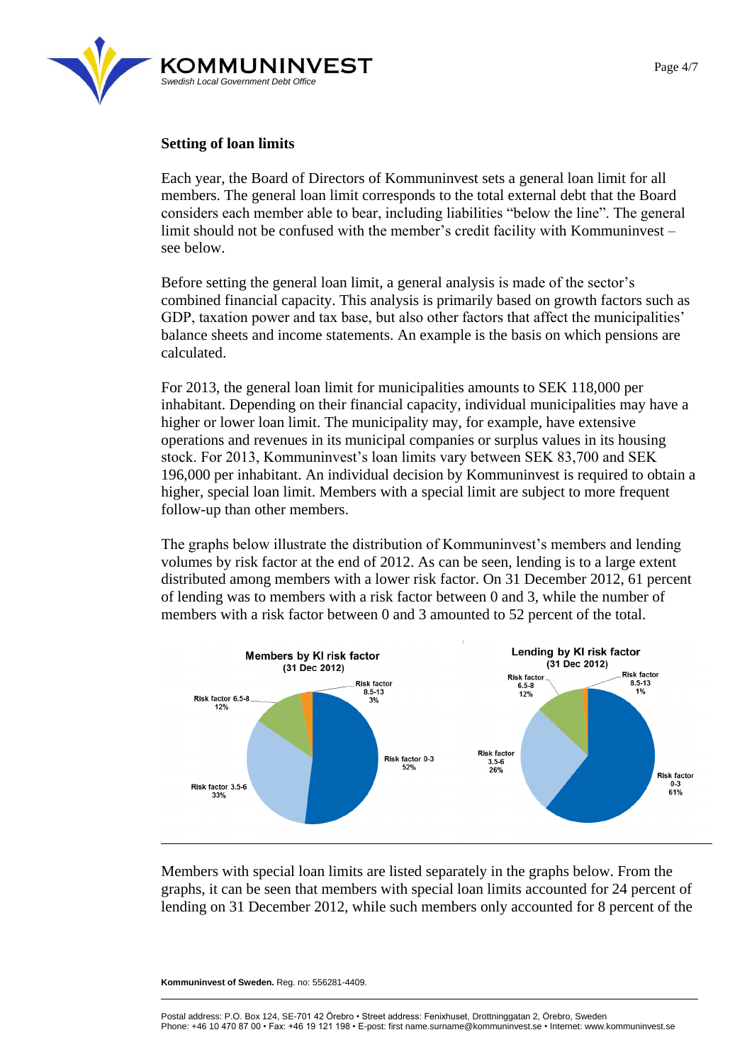## Setting of loan limits

Each year, the Board of Directors of Kommuninvest sets a general loan limit for all members. The general loan limit corresponds to the total external debt that the Board considers each member able to bear, including liabilities "below the line". The general limit should not be confused with the member's credit facility with Kommuninvest – see below.

Before setting the general loan limit, a general analysis is made of the sector's combined financial capacity. This analysis is primarily based on growth factors such as GDP, taxation power and tax base, but also other factors that affect the municipalities' balance sheets and income statements. An example is the basis on which pensions are calculated.

For 2013, the general loan limit for municipalities amounts to SEK 118,000 per inhabitant. Depending on their financial capacity, individual municipalities may have a higher or lower loan limit. The municipality may, for example, have extensive operations and revenues in its municipal companies or surplus values in its housing stock. For 2013, Kommuninvest's loan limits vary between SEK 83,700 and SEK 196,000 per inhabitant. An individual decision by Kommuninvest is required to obtain a higher, special loan limit. Members with a special limit are subject to more frequent follow-up than other members.

The graphs below illustrate the distribution of Kommuninvest's members and lending volumes by risk factor at the end of 2012. As can be seen, lending is to a large extent distributed among members with a lower risk factor. On 31 December 2012, 61 percent of lending was to members with a risk factor between 0 and 3, while the number of members with a risk factor between 0 and 3 amounted to 52 percent of the total.

**Members by KI risk factor (31 Dec 2012)**

| Risk factor | Share |
|---|---|
| Risk factor 0-3 | 52% |
| Risk factor 3.5-6 | 33% |
| Risk factor 6.5-8 | 12% |
| Risk factor 8.5-13 | 3% |

**Lending by KI risk factor (31 Dec 2012)**

| Risk factor | Share |
|---|---|
| Risk factor 0-3 | 61% |
| Risk factor 3.5-6 | 26% |
| Risk factor 6.5-8 | 12% |
| Risk factor 8.5-13 | 1% |

Members with special loan limits are listed separately in the graphs below. From the graphs, it can be seen that members with special loan limits accounted for 24 percent of lending on 31 December 2012, while such members only accounted for 8 percent of the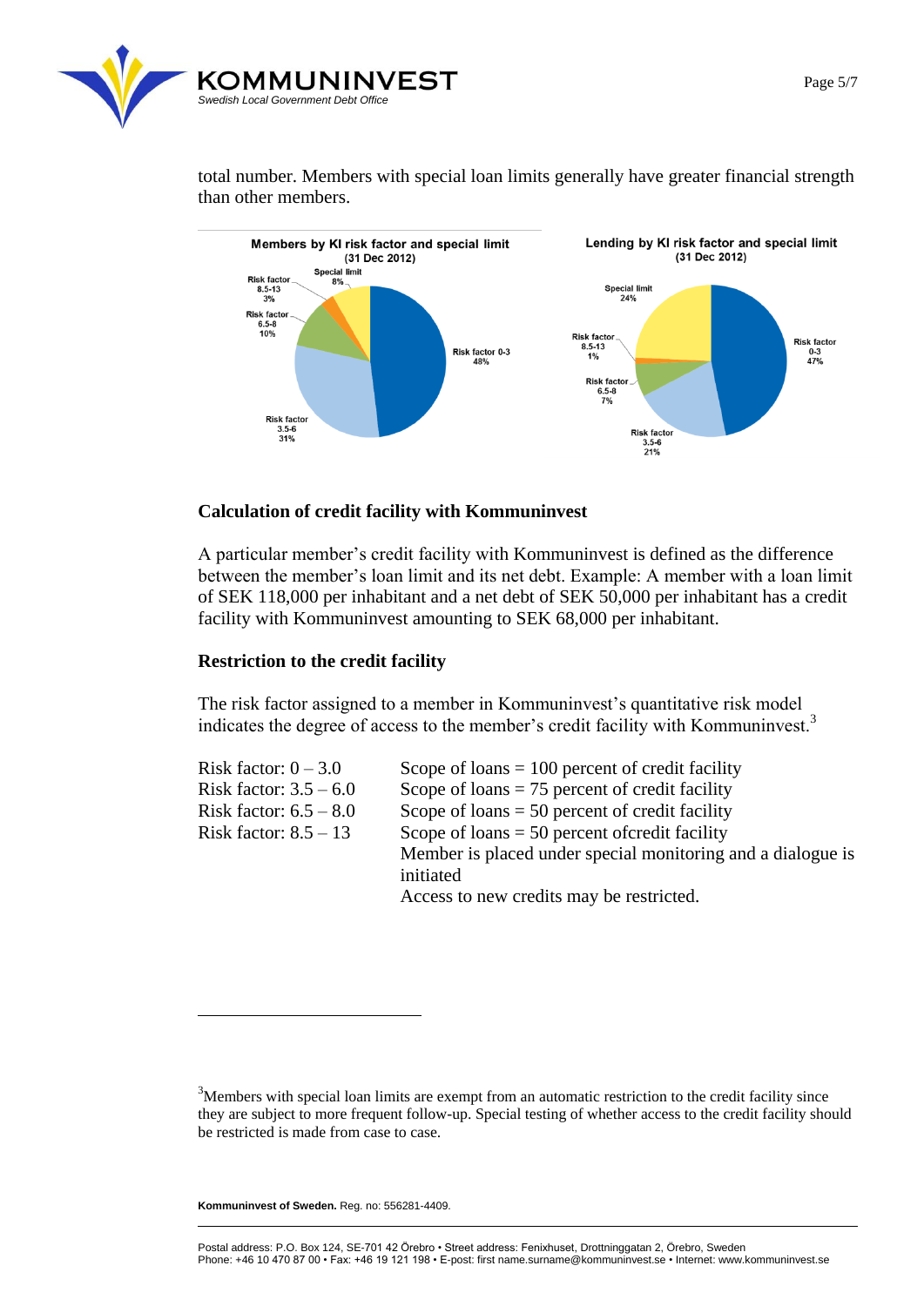total number. Members with special loan limits generally have greater financial strength than other members.

**Members by KI risk factor and special limit (31 Dec 2012)**

Special limit 8%, Risk factor 8.5-13 3%, Risk factor 6.5-8 10%, Risk factor 3.5-6 31%, Risk factor 0-3 48%

**Lending by KI risk factor and special limit (31 Dec 2012)**

Special limit 24%, Risk factor 8.5-13 1%, Risk factor 6.5-8 7%, Risk factor 3.5-6 21%, Risk factor 0-3 47%

### Calculation of credit facility with Kommuninvest

A particular member's credit facility with Kommuninvest is defined as the difference between the member's loan limit and its net debt. Example: A member with a loan limit of SEK 118,000 per inhabitant and a net debt of SEK 50,000 per inhabitant has a credit facility with Kommuninvest amounting to SEK 68,000 per inhabitant.

### Restriction to the credit facility

The risk factor assigned to a member in Kommuninvest's quantitative risk model indicates the degree of access to the member's credit facility with Kommuninvest.[3]

| | |
|---|---|
| Risk factor: 0 – 3.0 | Scope of loans = 100 percent of credit facility |
| Risk factor: 3.5 – 6.0 | Scope of loans = 75 percent of credit facility |
| Risk factor: 6.5 – 8.0 | Scope of loans = 50 percent of credit facility |
| Risk factor: 8.5 – 13 | Scope of loans = 50 percent ofcredit facility<br>Member is placed under special monitoring and a dialogue is initiated<br>Access to new credits may be restricted. |

[3]Members with special loan limits are exempt from an automatic restriction to the credit facility since they are subject to more frequent follow-up. Special testing of whether access to the credit facility should be restricted is made from case to case.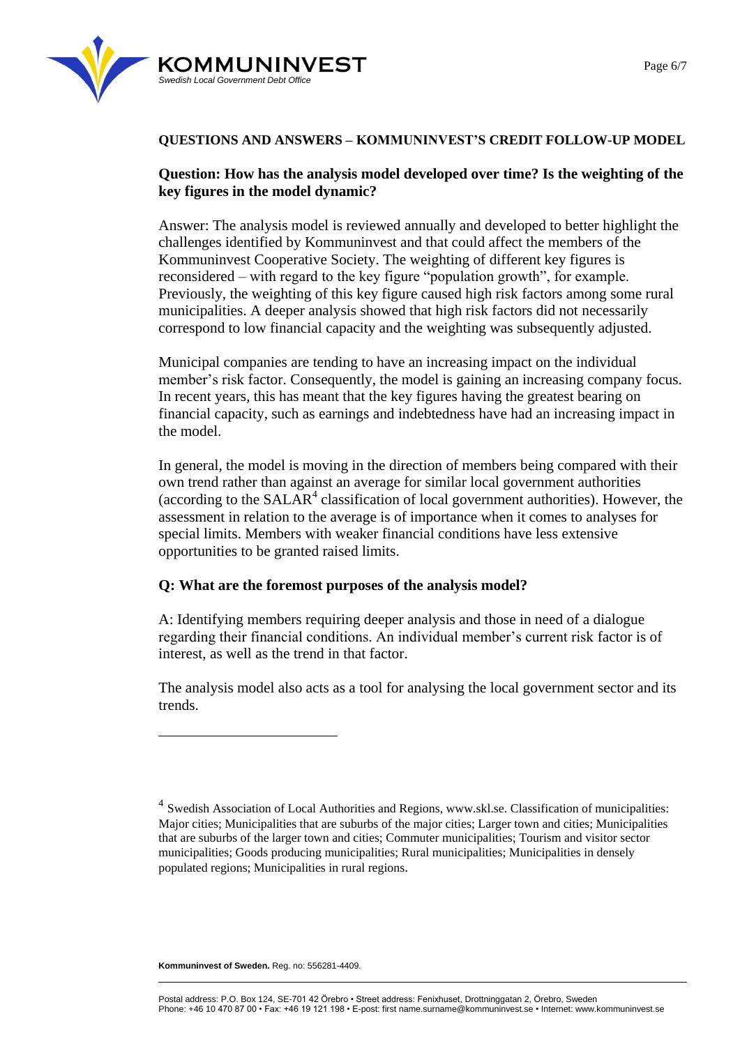**QUESTIONS AND ANSWERS – KOMMUNINVEST'S CREDIT FOLLOW-UP MODEL**

**Question: How has the analysis model developed over time? Is the weighting of the key figures in the model dynamic?**

Answer: The analysis model is reviewed annually and developed to better highlight the challenges identified by Kommuninvest and that could affect the members of the Kommuninvest Cooperative Society. The weighting of different key figures is reconsidered – with regard to the key figure "population growth", for example. Previously, the weighting of this key figure caused high risk factors among some rural municipalities. A deeper analysis showed that high risk factors did not necessarily correspond to low financial capacity and the weighting was subsequently adjusted.

Municipal companies are tending to have an increasing impact on the individual member's risk factor. Consequently, the model is gaining an increasing company focus. In recent years, this has meant that the key figures having the greatest bearing on financial capacity, such as earnings and indebtedness have had an increasing impact in the model.

In general, the model is moving in the direction of members being compared with their own trend rather than against an average for similar local government authorities (according to the SALAR[4] classification of local government authorities). However, the assessment in relation to the average is of importance when it comes to analyses for special limits. Members with weaker financial conditions have less extensive opportunities to be granted raised limits.

**Q: What are the foremost purposes of the analysis model?**

A: Identifying members requiring deeper analysis and those in need of a dialogue regarding their financial conditions. An individual member's current risk factor is of interest, as well as the trend in that factor.

The analysis model also acts as a tool for analysing the local government sector and its trends.

---

[4] Swedish Association of Local Authorities and Regions, www.skl.se. Classification of municipalities: Major cities; Municipalities that are suburbs of the major cities; Larger town and cities; Municipalities that are suburbs of the larger town and cities; Commuter municipalities; Tourism and visitor sector municipalities; Goods producing municipalities; Rural municipalities; Municipalities in densely populated regions; Municipalities in rural regions.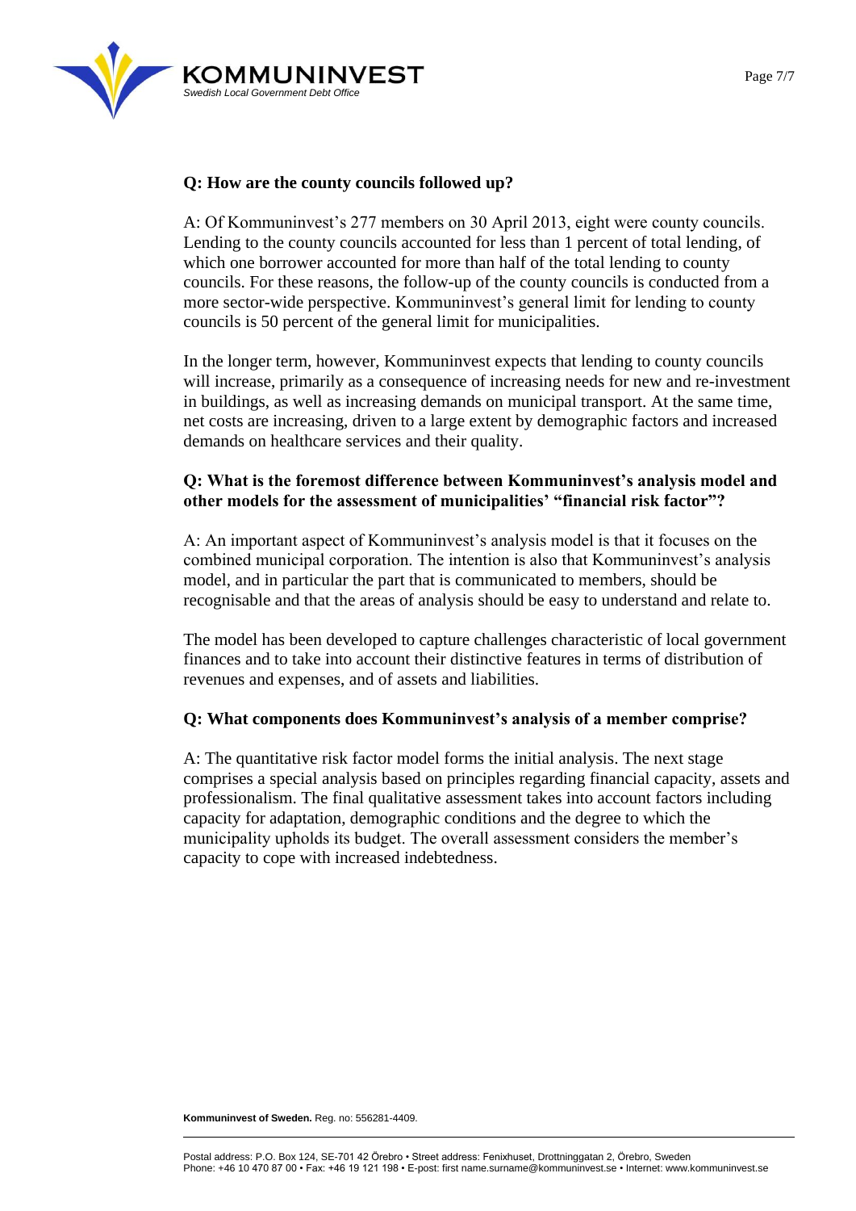**Q: How are the county councils followed up?**

A: Of Kommuninvest's 277 members on 30 April 2013, eight were county councils. Lending to the county councils accounted for less than 1 percent of total lending, of which one borrower accounted for more than half of the total lending to county councils. For these reasons, the follow-up of the county councils is conducted from a more sector-wide perspective. Kommuninvest's general limit for lending to county councils is 50 percent of the general limit for municipalities.

In the longer term, however, Kommuninvest expects that lending to county councils will increase, primarily as a consequence of increasing needs for new and re-investment in buildings, as well as increasing demands on municipal transport. At the same time, net costs are increasing, driven to a large extent by demographic factors and increased demands on healthcare services and their quality.

**Q: What is the foremost difference between Kommuninvest's analysis model and other models for the assessment of municipalities' "financial risk factor"?**

A: An important aspect of Kommuninvest's analysis model is that it focuses on the combined municipal corporation. The intention is also that Kommuninvest's analysis model, and in particular the part that is communicated to members, should be recognisable and that the areas of analysis should be easy to understand and relate to.

The model has been developed to capture challenges characteristic of local government finances and to take into account their distinctive features in terms of distribution of revenues and expenses, and of assets and liabilities.

**Q: What components does Kommuninvest's analysis of a member comprise?**

A: The quantitative risk factor model forms the initial analysis. The next stage comprises a special analysis based on principles regarding financial capacity, assets and professionalism. The final qualitative assessment takes into account factors including capacity for adaptation, demographic conditions and the degree to which the municipality upholds its budget. The overall assessment considers the member's capacity to cope with increased indebtedness.

**Kommuninvest of Sweden.** Reg. no: 556281-4409.

Postal address: P.O. Box 124, SE-701 42 Örebro • Street address: Fenixhuset, Drottninggatan 2, Örebro, Sweden
Phone: +46 10 470 87 00 • Fax: +46 19 121 198 • E-post: first name.surname@kommuninvest.se • Internet: www.kommuninvest.se